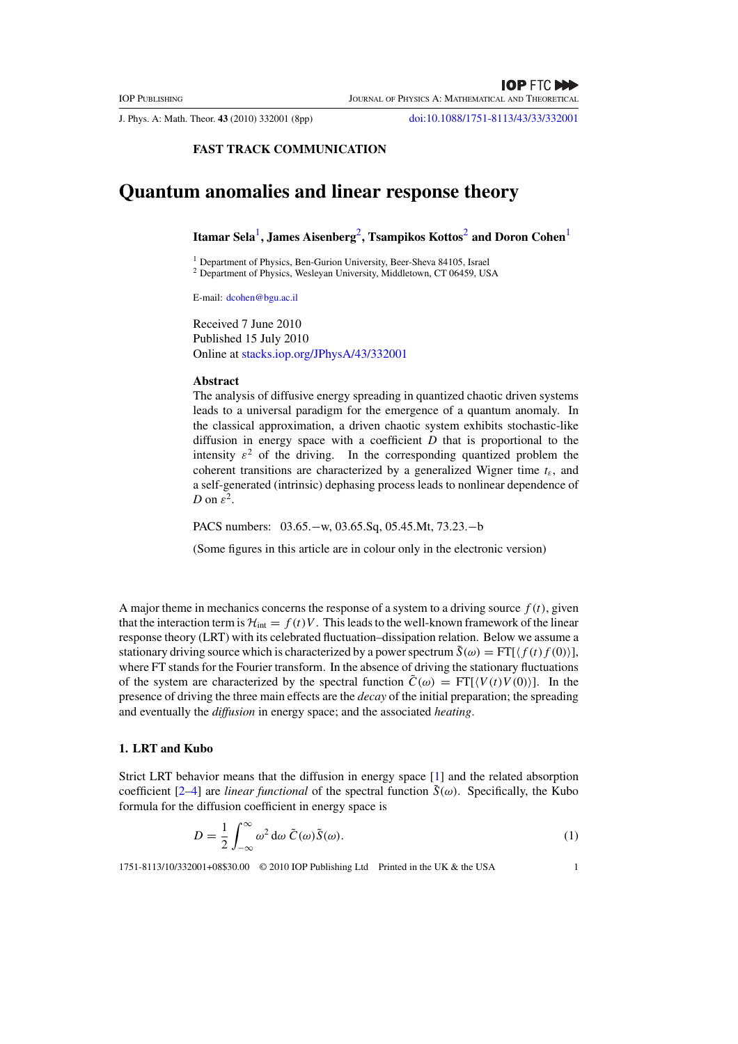FAST TRACK COMMUNICATION

# Quantum anomalies and linear response theory

**Itamar Sela[1], James Aisenberg[2], Tsampikos Kottos[2] and Doron Cohen[1]**

[1] Department of Physics, Ben-Gurion University, Beer-Sheva 84105, Israel
[2] Department of Physics, Wesleyan University, Middletown, CT 06459, USA

E-mail: dcohen@bgu.ac.il

Received 7 June 2010
Published 15 July 2010
Online at stacks.iop.org/JPhysA/43/332001

### Abstract

The analysis of diffusive energy spreading in quantized chaotic driven systems leads to a universal paradigm for the emergence of a quantum anomaly. In the classical approximation, a driven chaotic system exhibits stochastic-like diffusion in energy space with a coefficient $D$ that is proportional to the intensity $\varepsilon^2$ of the driving. In the corresponding quantized problem the coherent transitions are characterized by a generalized Wigner time $t_\varepsilon$, and a self-generated (intrinsic) dephasing process leads to nonlinear dependence of $D$ on $\varepsilon^2$.

PACS numbers: 03.65.−w, 03.65.Sq, 05.45.Mt, 73.23.−b

(Some figures in this article are in colour only in the electronic version)

A major theme in mechanics concerns the response of a system to a driving source $f(t)$, given that the interaction term is $\mathcal{H}_{\text{int}} = f(t)V$. This leads to the well-known framework of the linear response theory (LRT) with its celebrated fluctuation–dissipation relation. Below we assume a stationary driving source which is characterized by a power spectrum $\tilde{S}(\omega) = \text{FT}[\langle f(t)f(0)\rangle]$, where FT stands for the Fourier transform. In the absence of driving the stationary fluctuations of the system are characterized by the spectral function $\tilde{C}(\omega) = \text{FT}[\langle V(t)V(0)\rangle]$. In the presence of driving the three main effects are the *decay* of the initial preparation; the spreading and eventually the *diffusion* in energy space; and the associated *heating*.

## 1. LRT and Kubo

Strict LRT behavior means that the diffusion in energy space [1] and the related absorption coefficient [2–4] are *linear functional* of the spectral function $\tilde{S}(\omega)$. Specifically, the Kubo formula for the diffusion coefficient in energy space is

$$D = \frac{1}{2}\int_{-\infty}^{\infty} \omega^2 \, \mathrm{d}\omega \, \tilde{C}(\omega)\tilde{S}(\omega). \tag{1}$$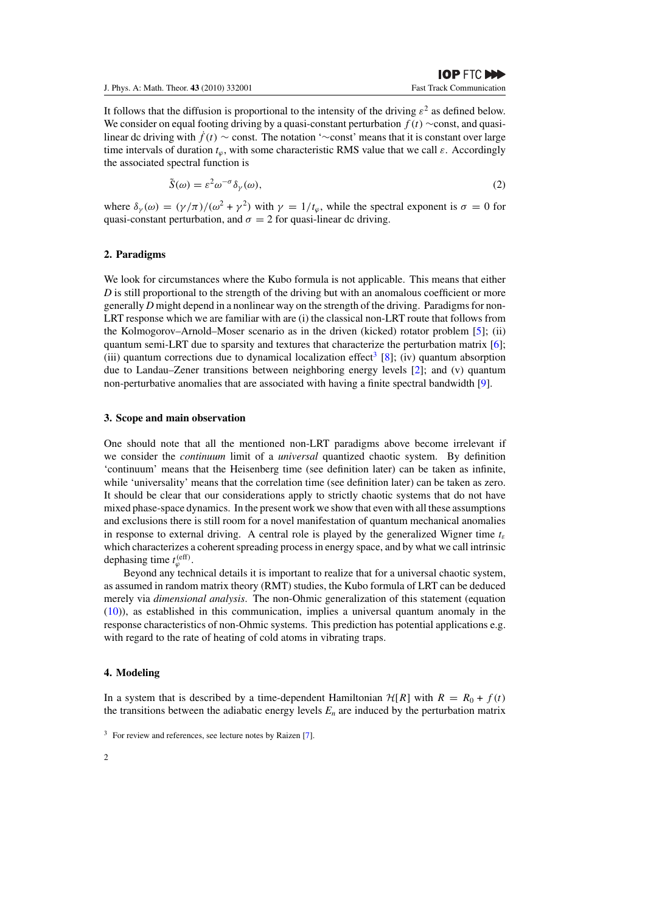It follows that the diffusion is proportional to the intensity of the driving $\varepsilon^2$ as defined below. We consider on equal footing driving by a quasi-constant perturbation $f(t)$ ∼const, and quasi-linear dc driving with $\dot{f}(t) \sim$ const. The notation '∼const' means that it is constant over large time intervals of duration $t_\varphi$, with some characteristic RMS value that we call $\varepsilon$. Accordingly the associated spectral function is

$$\tilde{S}(\omega) = \varepsilon^2 \omega^{-\sigma} \delta_\gamma(\omega), \tag{2}$$

where $\delta_\gamma(\omega) = (\gamma/\pi)/(\omega^2 + \gamma^2)$ with $\gamma = 1/t_\varphi$, while the spectral exponent is $\sigma = 0$ for quasi-constant perturbation, and $\sigma = 2$ for quasi-linear dc driving.

## 2. Paradigms

We look for circumstances where the Kubo formula is not applicable. This means that either $D$ is still proportional to the strength of the driving but with an anomalous coefficient or more generally $D$ might depend in a nonlinear way on the strength of the driving. Paradigms for non-LRT response which we are familiar with are (i) the classical non-LRT route that follows from the Kolmogorov–Arnold–Moser scenario as in the driven (kicked) rotator problem [5]; (ii) quantum semi-LRT due to sparsity and textures that characterize the perturbation matrix [6]; (iii) quantum corrections due to dynamical localization effect[3] [8]; (iv) quantum absorption due to Landau–Zener transitions between neighboring energy levels [2]; and (v) quantum non-perturbative anomalies that are associated with having a finite spectral bandwidth [9].

## 3. Scope and main observation

One should note that all the mentioned non-LRT paradigms above become irrelevant if we consider the *continuum* limit of a *universal* quantized chaotic system. By definition 'continuum' means that the Heisenberg time (see definition later) can be taken as infinite, while 'universality' means that the correlation time (see definition later) can be taken as zero. It should be clear that our considerations apply to strictly chaotic systems that do not have mixed phase-space dynamics. In the present work we show that even with all these assumptions and exclusions there is still room for a novel manifestation of quantum mechanical anomalies in response to external driving. A central role is played by the generalized Wigner time $t_\varepsilon$ which characterizes a coherent spreading process in energy space, and by what we call intrinsic dephasing time $t_\varphi^{(\text{eff})}$.

Beyond any technical details it is important to realize that for a universal chaotic system, as assumed in random matrix theory (RMT) studies, the Kubo formula of LRT can be deduced merely via *dimensional analysis*. The non-Ohmic generalization of this statement (equation (10)), as established in this communication, implies a universal quantum anomaly in the response characteristics of non-Ohmic systems. This prediction has potential applications e.g. with regard to the rate of heating of cold atoms in vibrating traps.

## 4. Modeling

In a system that is described by a time-dependent Hamiltonian $\mathcal{H}[R]$ with $R = R_0 + f(t)$ the transitions between the adiabatic energy levels $E_n$ are induced by the perturbation matrix

[3] For review and references, see lecture notes by Raizen [7].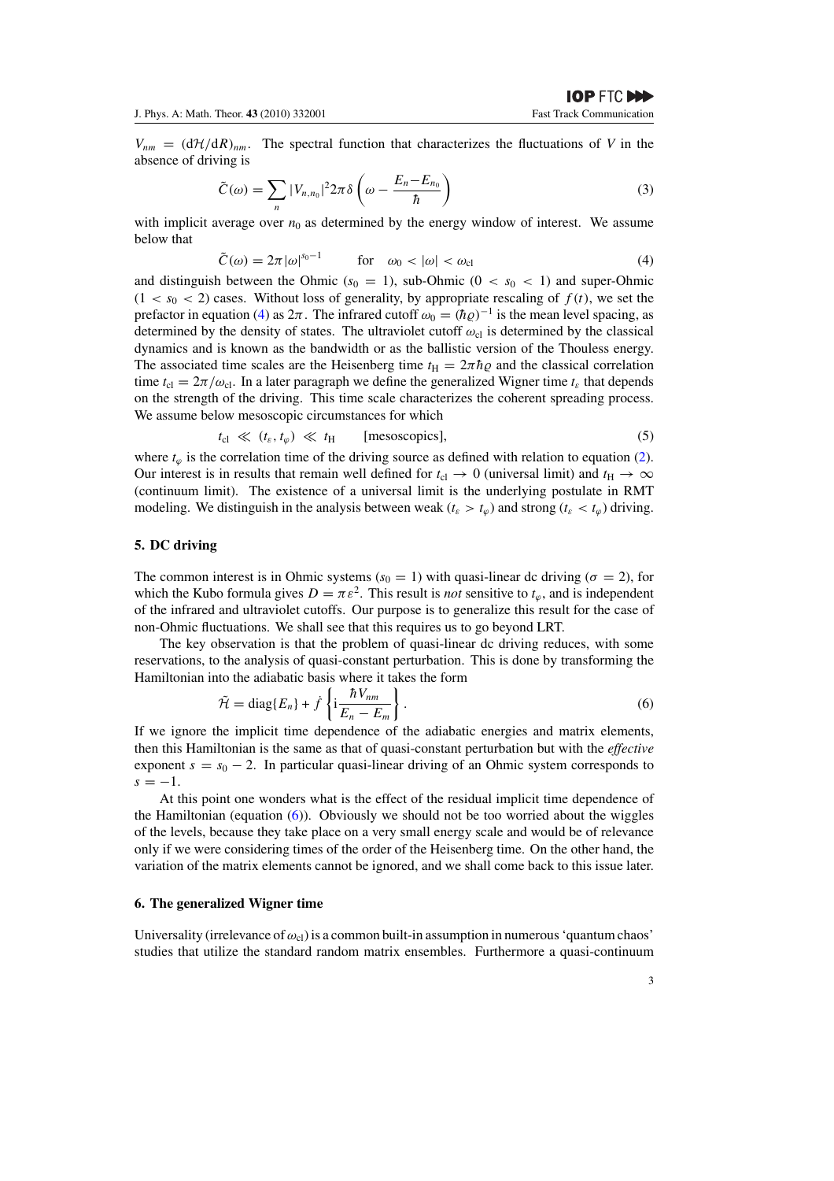$V_{nm} = (\mathrm{d}\mathcal{H}/\mathrm{d}R)_{nm}$. The spectral function that characterizes the fluctuations of $V$ in the absence of driving is

$$\tilde{C}(\omega) = \sum_n |V_{n,n_0}|^2 2\pi\,\delta\left(\omega - \frac{E_n - E_{n_0}}{\hbar}\right) \tag{3}$$

with implicit average over $n_0$ as determined by the energy window of interest. We assume below that

$$\tilde{C}(\omega) = 2\pi|\omega|^{s_0-1} \qquad \text{for} \quad \omega_0 < |\omega| < \omega_{\text{cl}} \tag{4}$$

and distinguish between the Ohmic ($s_0 = 1$), sub-Ohmic ($0 < s_0 < 1$) and super-Ohmic ($1 < s_0 < 2$) cases. Without loss of generality, by appropriate rescaling of $f(t)$, we set the prefactor in equation (4) as $2\pi$. The infrared cutoff $\omega_0 = (\hbar\varrho)^{-1}$ is the mean level spacing, as determined by the density of states. The ultraviolet cutoff $\omega_{\text{cl}}$ is determined by the classical dynamics and is known as the bandwidth or as the ballistic version of the Thouless energy. The associated time scales are the Heisenberg time $t_{\text{H}} = 2\pi\hbar\varrho$ and the classical correlation time $t_{\text{cl}} = 2\pi/\omega_{\text{cl}}$. In a later paragraph we define the generalized Wigner time $t_\varepsilon$ that depends on the strength of the driving. This time scale characterizes the coherent spreading process. We assume below mesoscopic circumstances for which

$$t_{\text{cl}} \ll (t_\varepsilon, t_\varphi) \ll t_{\text{H}} \qquad \text{[mesoscopics]}, \tag{5}$$

where $t_\varphi$ is the correlation time of the driving source as defined with relation to equation (2). Our interest is in results that remain well defined for $t_{\text{cl}} \to 0$ (universal limit) and $t_{\text{H}} \to \infty$ (continuum limit). The existence of a universal limit is the underlying postulate in RMT modeling. We distinguish in the analysis between weak ($t_\varepsilon > t_\varphi$) and strong ($t_\varepsilon < t_\varphi$) driving.

## 5. DC driving

The common interest is in Ohmic systems ($s_0 = 1$) with quasi-linear dc driving ($\sigma = 2$), for which the Kubo formula gives $D = \pi\varepsilon^2$. This result is *not* sensitive to $t_\varphi$, and is independent of the infrared and ultraviolet cutoffs. Our purpose is to generalize this result for the case of non-Ohmic fluctuations. We shall see that this requires us to go beyond LRT.

The key observation is that the problem of quasi-linear dc driving reduces, with some reservations, to the analysis of quasi-constant perturbation. This is done by transforming the Hamiltonian into the adiabatic basis where it takes the form

$$\tilde{\mathcal{H}} = \text{diag}\{E_n\} + \dot{f}\left\{\mathrm{i}\frac{\hbar V_{nm}}{E_n - E_m}\right\}. \tag{6}$$

If we ignore the implicit time dependence of the adiabatic energies and matrix elements, then this Hamiltonian is the same as that of quasi-constant perturbation but with the *effective* exponent $s = s_0 - 2$. In particular quasi-linear driving of an Ohmic system corresponds to $s = -1$.

At this point one wonders what is the effect of the residual implicit time dependence of the Hamiltonian (equation (6)). Obviously we should not be too worried about the wiggles of the levels, because they take place on a very small energy scale and would be of relevance only if we were considering times of the order of the Heisenberg time. On the other hand, the variation of the matrix elements cannot be ignored, and we shall come back to this issue later.

## 6. The generalized Wigner time

Universality (irrelevance of $\omega_{\text{cl}}$) is a common built-in assumption in numerous 'quantum chaos' studies that utilize the standard random matrix ensembles. Furthermore a quasi-continuum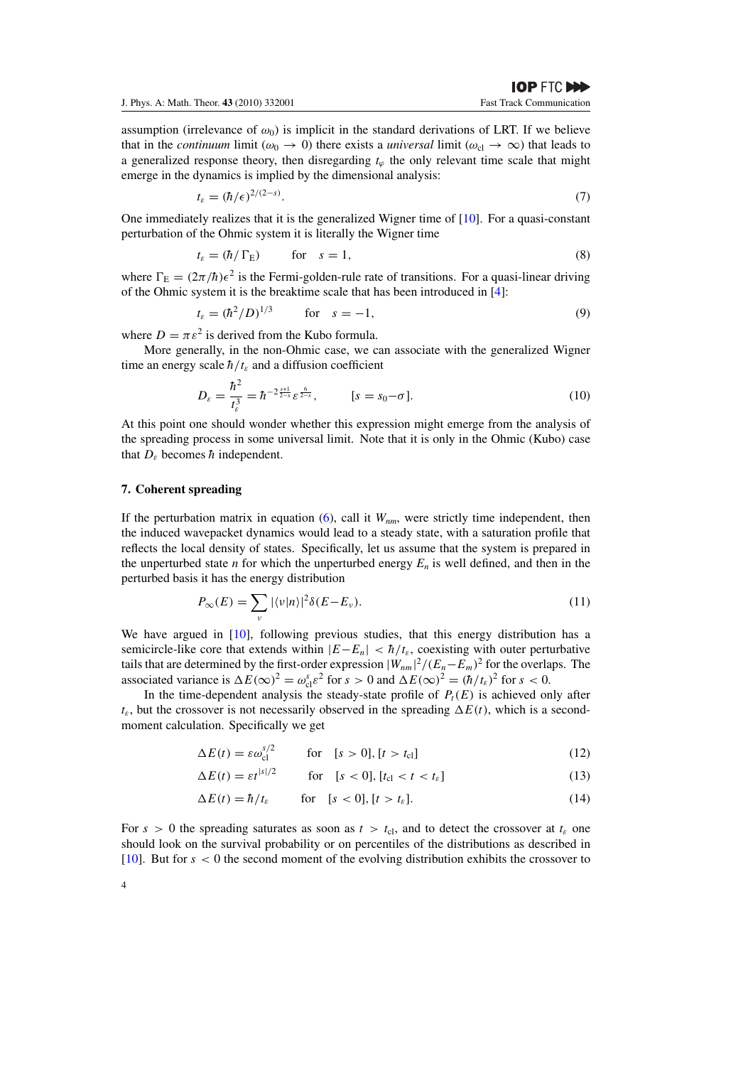assumption (irrelevance of $\omega_0$) is implicit in the standard derivations of LRT. If we believe that in the *continuum* limit ($\omega_0 \to 0$) there exists a *universal* limit ($\omega_{\text{cl}} \to \infty$) that leads to a generalized response theory, then disregarding $t_\varphi$ the only relevant time scale that might emerge in the dynamics is implied by the dimensional analysis:

$$t_\varepsilon = (\hbar/\epsilon)^{2/(2-s)}. \tag{7}$$

One immediately realizes that it is the generalized Wigner time of [10]. For a quasi-constant perturbation of the Ohmic system it is literally the Wigner time

$$t_\varepsilon = (\hbar/\Gamma_{\text{E}}) \qquad \text{for} \quad s = 1, \tag{8}$$

where $\Gamma_{\text{E}} = (2\pi/\hbar)\epsilon^2$ is the Fermi-golden-rule rate of transitions. For a quasi-linear driving of the Ohmic system it is the breaktime scale that has been introduced in [4]:

$$t_\varepsilon = (\hbar^2/D)^{1/3} \qquad \text{for} \quad s = -1, \tag{9}$$

where $D = \pi\varepsilon^2$ is derived from the Kubo formula.

More generally, in the non-Ohmic case, we can associate with the generalized Wigner time an energy scale $\hbar/t_\varepsilon$ and a diffusion coefficient

$$D_\varepsilon = \frac{\hbar^2}{t_\varepsilon^3} = \hbar^{-2\frac{s+1}{2-s}}\varepsilon^{\frac{6}{2-s}}, \qquad [s = s_0 - \sigma]. \tag{10}$$

At this point one should wonder whether this expression might emerge from the analysis of the spreading process in some universal limit. Note that it is only in the Ohmic (Kubo) case that $D_\varepsilon$ becomes $\hbar$ independent.

## 7. Coherent spreading

If the perturbation matrix in equation (6), call it $W_{nm}$, were strictly time independent, then the induced wavepacket dynamics would lead to a steady state, with a saturation profile that reflects the local density of states. Specifically, let us assume that the system is prepared in the unperturbed state $n$ for which the unperturbed energy $E_n$ is well defined, and then in the perturbed basis it has the energy distribution

$$P_\infty(E) = \sum_\nu |\langle \nu|n\rangle|^2 \delta(E - E_\nu). \tag{11}$$

We have argued in [10], following previous studies, that this energy distribution has a semicircle-like core that extends within $|E - E_n| < \hbar/t_\varepsilon$, coexisting with outer perturbative tails that are determined by the first-order expression $|W_{nm}|^2/(E_n - E_m)^2$ for the overlaps. The associated variance is $\Delta E(\infty)^2 = \omega_{\text{cl}}^s \varepsilon^2$ for $s > 0$ and $\Delta E(\infty)^2 = (\hbar/t_\varepsilon)^2$ for $s < 0$.

In the time-dependent analysis the steady-state profile of $P_t(E)$ is achieved only after $t_\varepsilon$, but the crossover is not necessarily observed in the spreading $\Delta E(t)$, which is a second-moment calculation. Specifically we get

$$\Delta E(t) = \varepsilon\omega_{\text{cl}}^{s/2} \qquad \text{for} \quad [s > 0], [t > t_{\text{cl}}] \tag{12}$$

$$\Delta E(t) = \varepsilon t^{|s|/2} \qquad \text{for} \quad [s < 0], [t_{\text{cl}} < t < t_\varepsilon] \tag{13}$$

$$\Delta E(t) = \hbar/t_\varepsilon \qquad \text{for} \quad [s < 0], [t > t_\varepsilon]. \tag{14}$$

For $s > 0$ the spreading saturates as soon as $t > t_{\text{cl}}$, and to detect the crossover at $t_\varepsilon$ one should look on the survival probability or on percentiles of the distributions as described in [10]. But for $s < 0$ the second moment of the evolving distribution exhibits the crossover to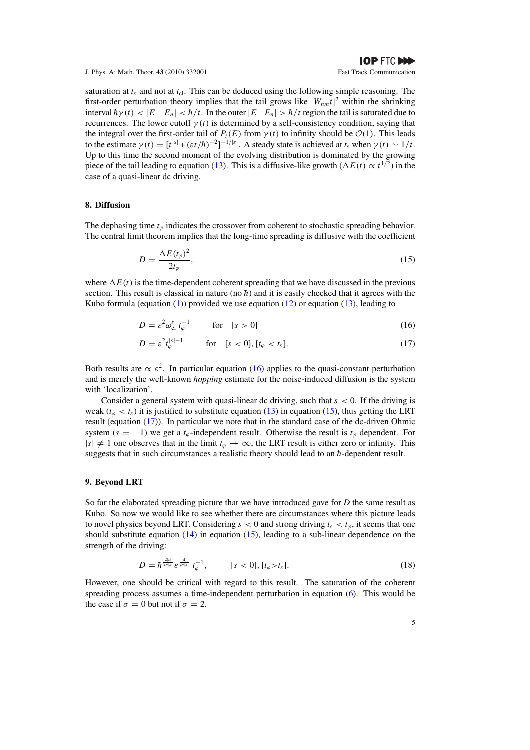saturation at $t_\varepsilon$ and not at $t_{\text{cl}}$. This can be deduced using the following simple reasoning. The first-order perturbation theory implies that the tail grows like $|W_{nm}t|^2$ within the shrinking interval $\hbar\gamma(t) < |E-E_n| < \hbar/t$. In the outer $|E-E_n| > \hbar/t$ region the tail is saturated due to recurrences. The lower cutoff $\gamma(t)$ is determined by a self-consistency condition, saying that the integral over the first-order tail of $P_t(E)$ from $\gamma(t)$ to infinity should be $\mathcal{O}(1)$. This leads to the estimate $\gamma(t) = [t^{|s|} + (\varepsilon t/\hbar)^{-2}]^{-1/|s|}$. A steady state is achieved at $t_\varepsilon$ when $\gamma(t) \sim 1/t$. Up to this time the second moment of the evolving distribution is dominated by the growing piece of the tail leading to equation (13). This is a diffusive-like growth ($\Delta E(t) \propto t^{1/2}$) in the case of a quasi-linear dc driving.

## 8. Diffusion

The dephasing time $t_\varphi$ indicates the crossover from coherent to stochastic spreading behavior. The central limit theorem implies that the long-time spreading is diffusive with the coefficient

$$D = \frac{\Delta E(t_\varphi)^2}{2t_\varphi}, \tag{15}$$

where $\Delta E(t)$ is the time-dependent coherent spreading that we have discussed in the previous section. This result is classical in nature (no $\hbar$) and it is easily checked that it agrees with the Kubo formula (equation (1)) provided we use equation (12) or equation (13), leading to

$$D = \varepsilon^2 \omega_{\text{cl}}^s \, t_\varphi^{-1} \qquad \text{for} \quad [s > 0] \tag{16}$$

$$D = \varepsilon^2 t_\varphi^{|s|-1} \qquad \text{for} \quad [s < 0], [t_\varphi < t_\varepsilon]. \tag{17}$$

Both results are $\propto \varepsilon^2$. In particular equation (16) applies to the quasi-constant perturbation and is merely the well-known *hopping* estimate for the noise-induced diffusion is the system with 'localization'.

Consider a general system with quasi-linear dc driving, such that $s < 0$. If the driving is weak ($t_\varphi < t_\varepsilon$) it is justified to substitute equation (13) in equation (15), thus getting the LRT result (equation (17)). In particular we note that in the standard case of the dc-driven Ohmic system ($s = -1$) we get a $t_\varphi$-independent result. Otherwise the result is $t_\varphi$ dependent. For $|s| \neq 1$ one observes that in the limit $t_\varphi \to \infty$, the LRT result is either zero or infinity. This suggests that in such circumstances a realistic theory should lead to an $\hbar$-dependent result.

## 9. Beyond LRT

So far the elaborated spreading picture that we have introduced gave for $D$ the same result as Kubo. So now we would like to see whether there are circumstances where this picture leads to novel physics beyond LRT. Considering $s < 0$ and strong driving $t_\varepsilon < t_\varphi$, it seems that one should substitute equation (14) in equation (15), leading to a sub-linear dependence on the strength of the driving:

$$D = \hbar^{\frac{2|s|}{2+|s|}} \varepsilon^{\frac{4}{2+|s|}} \, t_\varphi^{-1}, \qquad [s < 0], [t_\varphi > t_\varepsilon]. \tag{18}$$

However, one should be critical with regard to this result. The saturation of the coherent spreading process assumes a time-independent perturbation in equation (6). This would be the case if $\sigma = 0$ but not if $\sigma = 2$.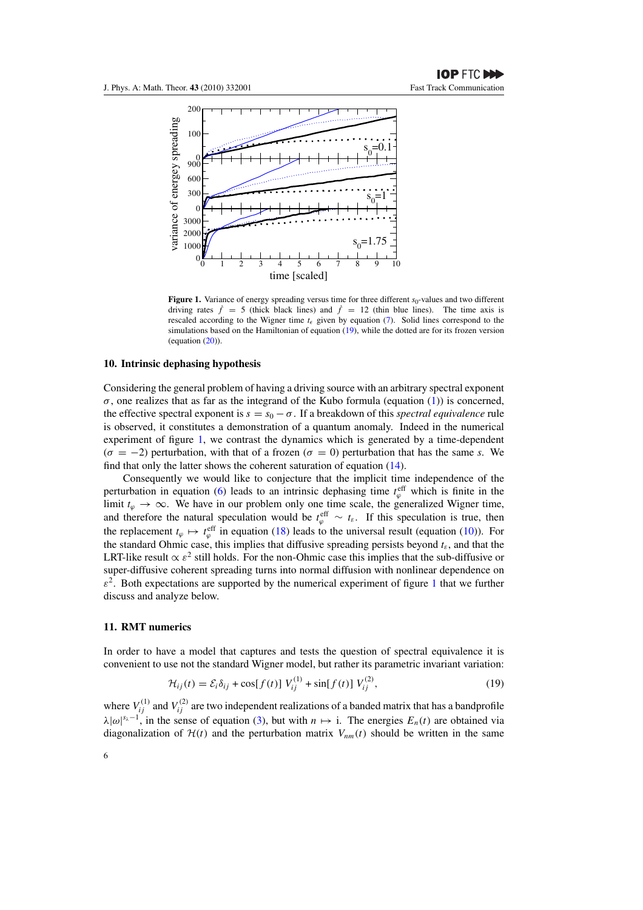**Figure 1.** Variance of energy spreading versus time for three different $s_0$-values and two different driving rates $\dot{f} = 5$ (thick black lines) and $\dot{f} = 12$ (thin blue lines). The time axis is rescaled according to the Wigner time $t_\varepsilon$ given by equation (7). Solid lines correspond to the simulations based on the Hamiltonian of equation (19), while the dotted are for its frozen version (equation (20)).

## 10. Intrinsic dephasing hypothesis

Considering the general problem of having a driving source with an arbitrary spectral exponent $\sigma$, one realizes that as far as the integrand of the Kubo formula (equation (1)) is concerned, the effective spectral exponent is $s = s_0 - \sigma$. If a breakdown of this *spectral equivalence* rule is observed, it constitutes a demonstration of a quantum anomaly. Indeed in the numerical experiment of figure 1, we contrast the dynamics which is generated by a time-dependent ($\sigma = -2$) perturbation, with that of a frozen ($\sigma = 0$) perturbation that has the same $s$. We find that only the latter shows the coherent saturation of equation (14).

Consequently we would like to conjecture that the implicit time independence of the perturbation in equation (6) leads to an intrinsic dephasing time $t_\varphi^{\text{eff}}$ which is finite in the limit $t_\varphi \to \infty$. We have in our problem only one time scale, the generalized Wigner time, and therefore the natural speculation would be $t_\varphi^{\text{eff}} \sim t_\varepsilon$. If this speculation is true, then the replacement $t_\varphi \mapsto t_\varphi^{\text{eff}}$ in equation (18) leads to the universal result (equation (10)). For the standard Ohmic case, this implies that diffusive spreading persists beyond $t_\varepsilon$, and that the LRT-like result $\propto \varepsilon^2$ still holds. For the non-Ohmic case this implies that the sub-diffusive or super-diffusive coherent spreading turns into normal diffusion with nonlinear dependence on $\varepsilon^2$. Both expectations are supported by the numerical experiment of figure 1 that we further discuss and analyze below.

## 11. RMT numerics

In order to have a model that captures and tests the question of spectral equivalence it is convenient to use not the standard Wigner model, but rather its parametric invariant variation:

$$\mathcal{H}_{ij}(t) = \mathcal{E}_i \delta_{ij} + \cos[f(t)]\, V_{ij}^{(1)} + \sin[f(t)]\, V_{ij}^{(2)}, \tag{19}$$

where $V_{ij}^{(1)}$ and $V_{ij}^{(2)}$ are two independent realizations of a banded matrix that has a bandprofile $\lambda|\omega|^{s_\lambda - 1}$, in the sense of equation (3), but with $n \mapsto \mathrm{i}$. The energies $E_n(t)$ are obtained via diagonalization of $\mathcal{H}(t)$ and the perturbation matrix $V_{nm}(t)$ should be written in the same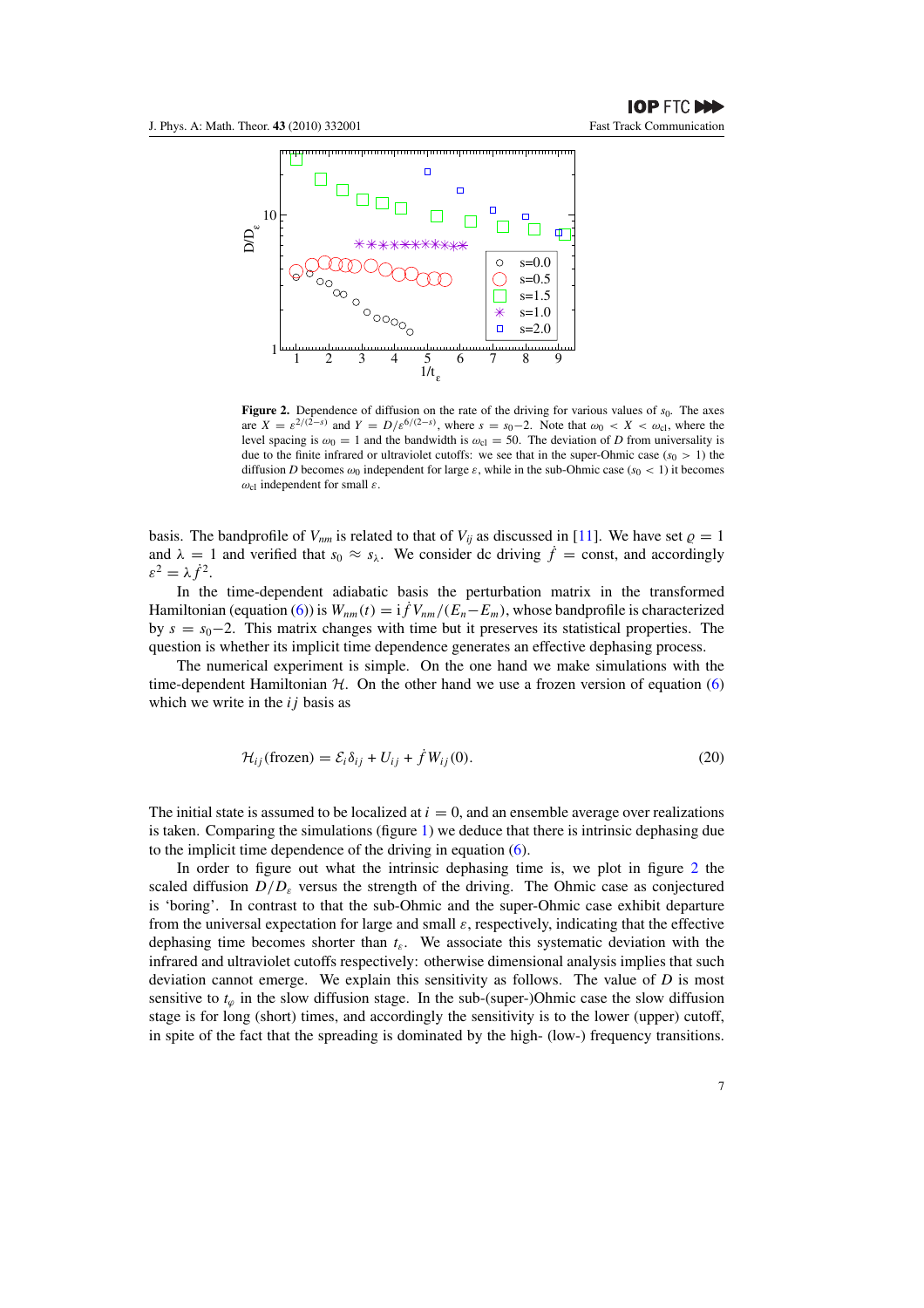**Figure 2.** Dependence of diffusion on the rate of the driving for various values of $s_0$. The axes are $X = \varepsilon^{2/(2-s)}$ and $Y = D/\varepsilon^{6/(2-s)}$, where $s = s_0-2$. Note that $\omega_0 < X < \omega_{\rm cl}$, where the level spacing is $\omega_0 = 1$ and the bandwidth is $\omega_{\rm cl} = 50$. The deviation of $D$ from universality is due to the finite infrared or ultraviolet cutoffs: we see that in the super-Ohmic case ($s_0 > 1$) the diffusion $D$ becomes $\omega_0$ independent for large $\varepsilon$, while in the sub-Ohmic case ($s_0 < 1$) it becomes $\omega_{\rm cl}$ independent for small $\varepsilon$.

basis. The bandprofile of $V_{nm}$ is related to that of $V_{ij}$ as discussed in [11]. We have set $\varrho = 1$ and $\lambda = 1$ and verified that $s_0 \approx s_\lambda$. We consider dc driving $\dot{f} = \text{const}$, and accordingly $\varepsilon^2 = \lambda \dot{f}^2$.

In the time-dependent adiabatic basis the perturbation matrix in the transformed Hamiltonian (equation (6)) is $W_{nm}(t) = \mathrm{i}\dot{f}V_{nm}/(E_n - E_m)$, whose bandprofile is characterized by $s = s_0-2$. This matrix changes with time but it preserves its statistical properties. The question is whether its implicit time dependence generates an effective dephasing process.

The numerical experiment is simple. On the one hand we make simulations with the time-dependent Hamiltonian $\mathcal{H}$. On the other hand we use a frozen version of equation (6) which we write in the $ij$ basis as

$$\mathcal{H}_{ij}(\text{frozen}) = \mathcal{E}_i \delta_{ij} + U_{ij} + \dot{f} W_{ij}(0). \tag{20}$$

The initial state is assumed to be localized at $i = 0$, and an ensemble average over realizations is taken. Comparing the simulations (figure 1) we deduce that there is intrinsic dephasing due to the implicit time dependence of the driving in equation (6).

In order to figure out what the intrinsic dephasing time is, we plot in figure 2 the scaled diffusion $D/D_\varepsilon$ versus the strength of the driving. The Ohmic case as conjectured is 'boring'. In contrast to that the sub-Ohmic and the super-Ohmic case exhibit departure from the universal expectation for large and small $\varepsilon$, respectively, indicating that the effective dephasing time becomes shorter than $t_\varepsilon$. We associate this systematic deviation with the infrared and ultraviolet cutoffs respectively: otherwise dimensional analysis implies that such deviation cannot emerge. We explain this sensitivity as follows. The value of $D$ is most sensitive to $t_\varphi$ in the slow diffusion stage. In the sub-(super-)Ohmic case the slow diffusion stage is for long (short) times, and accordingly the sensitivity is to the lower (upper) cutoff, in spite of the fact that the spreading is dominated by the high- (low-) frequency transitions.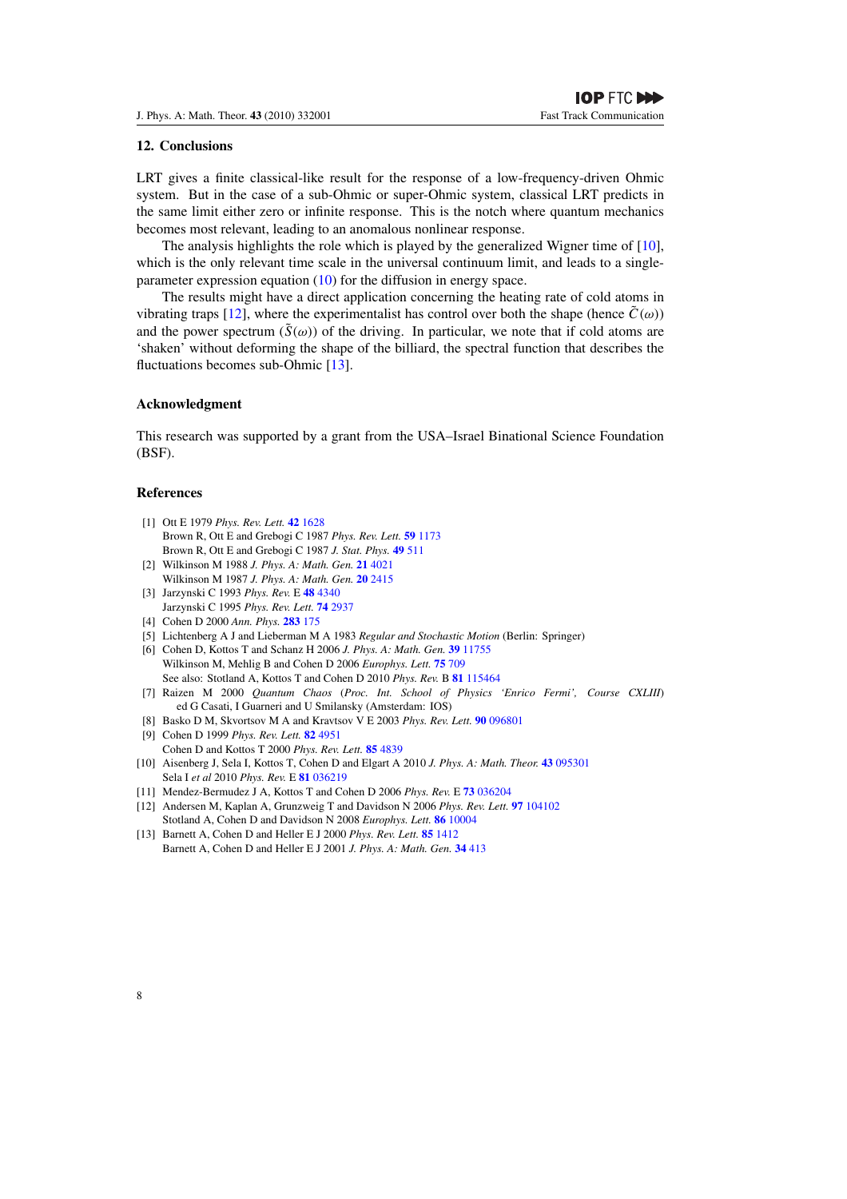## 12. Conclusions

LRT gives a finite classical-like result for the response of a low-frequency-driven Ohmic system. But in the case of a sub-Ohmic or super-Ohmic system, classical LRT predicts in the same limit either zero or infinite response. This is the notch where quantum mechanics becomes most relevant, leading to an anomalous nonlinear response.

The analysis highlights the role which is played by the generalized Wigner time of [10], which is the only relevant time scale in the universal continuum limit, and leads to a single-parameter expression equation (10) for the diffusion in energy space.

The results might have a direct application concerning the heating rate of cold atoms in vibrating traps [12], where the experimentalist has control over both the shape (hence $\tilde{C}(\omega)$) and the power spectrum ($\tilde{S}(\omega)$) of the driving. In particular, we note that if cold atoms are 'shaken' without deforming the shape of the billiard, the spectral function that describes the fluctuations becomes sub-Ohmic [13].

## Acknowledgment

This research was supported by a grant from the USA–Israel Binational Science Foundation (BSF).

## References

[1] Ott E 1979 *Phys. Rev. Lett.* **42** 1628
Brown R, Ott E and Grebogi C 1987 *Phys. Rev. Lett.* **59** 1173
Brown R, Ott E and Grebogi C 1987 *J. Stat. Phys.* **49** 511

[2] Wilkinson M 1988 *J. Phys. A: Math. Gen.* **21** 4021
Wilkinson M 1987 *J. Phys. A: Math. Gen.* **20** 2415

[3] Jarzynski C 1993 *Phys. Rev.* E **48** 4340
Jarzynski C 1995 *Phys. Rev. Lett.* **74** 2937

[4] Cohen D 2000 *Ann. Phys.* **283** 175

[5] Lichtenberg A J and Lieberman M A 1983 *Regular and Stochastic Motion* (Berlin: Springer)

[6] Cohen D, Kottos T and Schanz H 2006 *J. Phys. A: Math. Gen.* **39** 11755
Wilkinson M, Mehlig B and Cohen D 2006 *Europhys. Lett.* **75** 709
See also: Stotland A, Kottos T and Cohen D 2010 *Phys. Rev.* B **81** 115464

[7] Raizen M 2000 *Quantum Chaos* (*Proc. Int. School of Physics 'Enrico Fermi', Course CXLIII*) ed G Casati, I Guarneri and U Smilansky (Amsterdam: IOS)

[8] Basko D M, Skvortsov M A and Kravtsov V E 2003 *Phys. Rev. Lett.* **90** 096801

[9] Cohen D 1999 *Phys. Rev. Lett.* **82** 4951
Cohen D and Kottos T 2000 *Phys. Rev. Lett.* **85** 4839

[10] Aisenberg J, Sela I, Kottos T, Cohen D and Elgart A 2010 *J. Phys. A: Math. Theor.* **43** 095301
Sela I *et al* 2010 *Phys. Rev.* E **81** 036219

[11] Mendez-Bermudez J A, Kottos T and Cohen D 2006 *Phys. Rev.* E **73** 036204

[12] Andersen M, Kaplan A, Grunzweig T and Davidson N 2006 *Phys. Rev. Lett.* **97** 104102
Stotland A, Cohen D and Davidson N 2008 *Europhys. Lett.* **86** 10004

[13] Barnett A, Cohen D and Heller E J 2000 *Phys. Rev. Lett.* **85** 1412
Barnett A, Cohen D and Heller E J 2001 *J. Phys. A: Math. Gen.* **34** 413